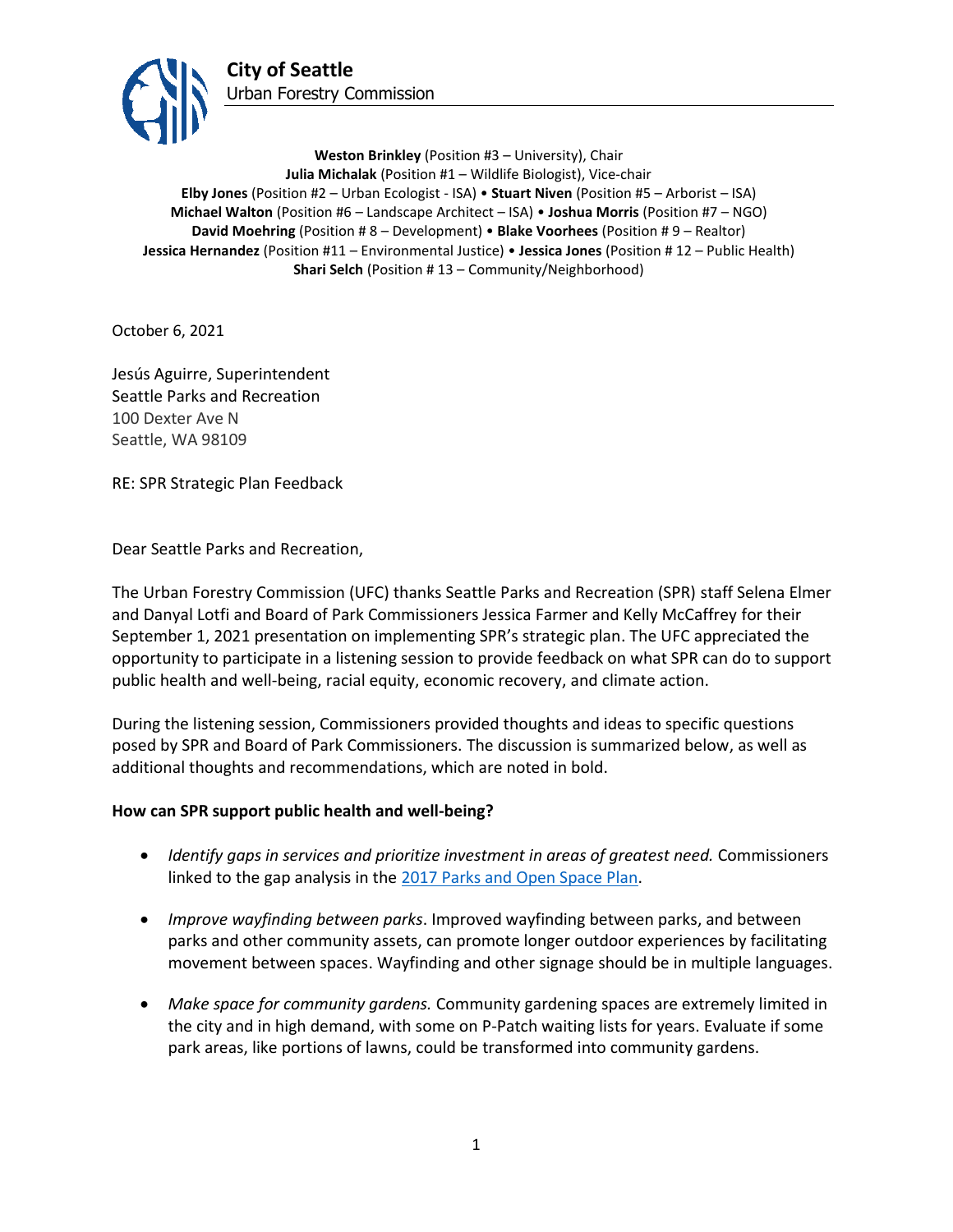**City of Seattle**
Urban Forestry Commission

**Weston Brinkley** (Position #3 – University), Chair
**Julia Michalak** (Position #1 – Wildlife Biologist), Vice-chair
**Elby Jones** (Position #2 – Urban Ecologist - ISA) • **Stuart Niven** (Position #5 – Arborist – ISA)
**Michael Walton** (Position #6 – Landscape Architect – ISA) • **Joshua Morris** (Position #7 – NGO)
**David Moehring** (Position # 8 – Development) • **Blake Voorhees** (Position # 9 – Realtor)
**Jessica Hernandez** (Position #11 – Environmental Justice) • **Jessica Jones** (Position # 12 – Public Health)
**Shari Selch** (Position # 13 – Community/Neighborhood)

October 6, 2021

Jesús Aguirre, Superintendent
Seattle Parks and Recreation
100 Dexter Ave N
Seattle, WA 98109

RE: SPR Strategic Plan Feedback

Dear Seattle Parks and Recreation,

The Urban Forestry Commission (UFC) thanks Seattle Parks and Recreation (SPR) staff Selena Elmer and Danyal Lotfi and Board of Park Commissioners Jessica Farmer and Kelly McCaffrey for their September 1, 2021 presentation on implementing SPR's strategic plan. The UFC appreciated the opportunity to participate in a listening session to provide feedback on what SPR can do to support public health and well-being, racial equity, economic recovery, and climate action.

During the listening session, Commissioners provided thoughts and ideas to specific questions posed by SPR and Board of Park Commissioners. The discussion is summarized below, as well as additional thoughts and recommendations, which are noted in bold.

**How can SPR support public health and well-being?**

- *Identify gaps in services and prioritize investment in areas of greatest need.* Commissioners linked to the gap analysis in the 2017 Parks and Open Space Plan.
- *Improve wayfinding between parks*. Improved wayfinding between parks, and between parks and other community assets, can promote longer outdoor experiences by facilitating movement between spaces. Wayfinding and other signage should be in multiple languages.
- *Make space for community gardens.* Community gardening spaces are extremely limited in the city and in high demand, with some on P-Patch waiting lists for years. Evaluate if some park areas, like portions of lawns, could be transformed into community gardens.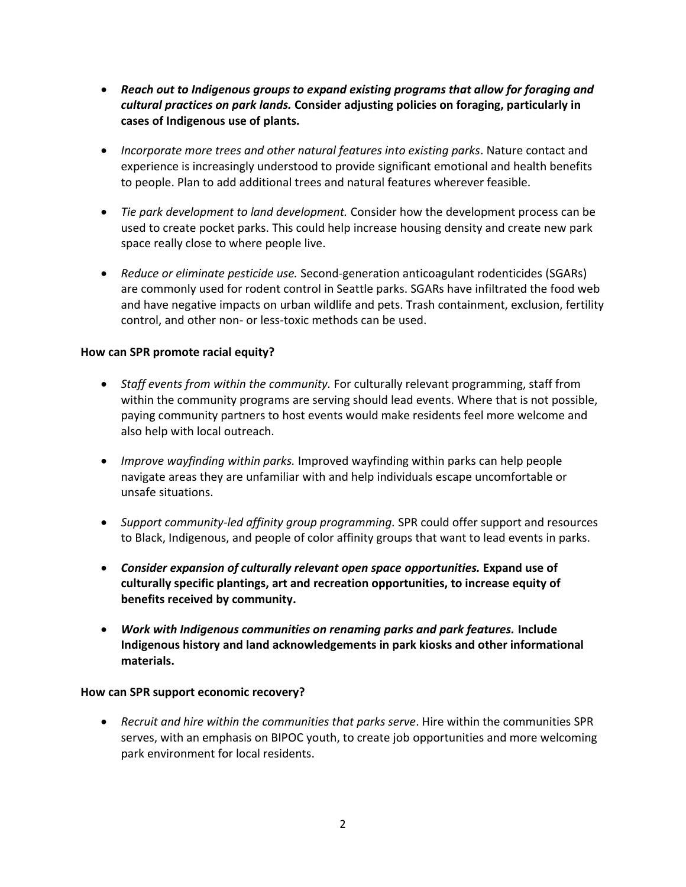- ***Reach out to Indigenous groups to expand existing programs that allow for foraging and cultural practices on park lands.* Consider adjusting policies on foraging, particularly in cases of Indigenous use of plants.**

- *Incorporate more trees and other natural features into existing parks*. Nature contact and experience is increasingly understood to provide significant emotional and health benefits to people. Plan to add additional trees and natural features wherever feasible.

- *Tie park development to land development.* Consider how the development process can be used to create pocket parks. This could help increase housing density and create new park space really close to where people live.

- *Reduce or eliminate pesticide use.* Second-generation anticoagulant rodenticides (SGARs) are commonly used for rodent control in Seattle parks. SGARs have infiltrated the food web and have negative impacts on urban wildlife and pets. Trash containment, exclusion, fertility control, and other non- or less-toxic methods can be used.

**How can SPR promote racial equity?**

- *Staff events from within the community.* For culturally relevant programming, staff from within the community programs are serving should lead events. Where that is not possible, paying community partners to host events would make residents feel more welcome and also help with local outreach.

- *Improve wayfinding within parks.* Improved wayfinding within parks can help people navigate areas they are unfamiliar with and help individuals escape uncomfortable or unsafe situations.

- *Support community-led affinity group programming.* SPR could offer support and resources to Black, Indigenous, and people of color affinity groups that want to lead events in parks.

- ***Consider expansion of culturally relevant open space opportunities.* Expand use of culturally specific plantings, art and recreation opportunities, to increase equity of benefits received by community.**

- ***Work with Indigenous communities on renaming parks and park features.* Include Indigenous history and land acknowledgements in park kiosks and other informational materials.**

**How can SPR support economic recovery?**

- *Recruit and hire within the communities that parks serve*. Hire within the communities SPR serves, with an emphasis on BIPOC youth, to create job opportunities and more welcoming park environment for local residents.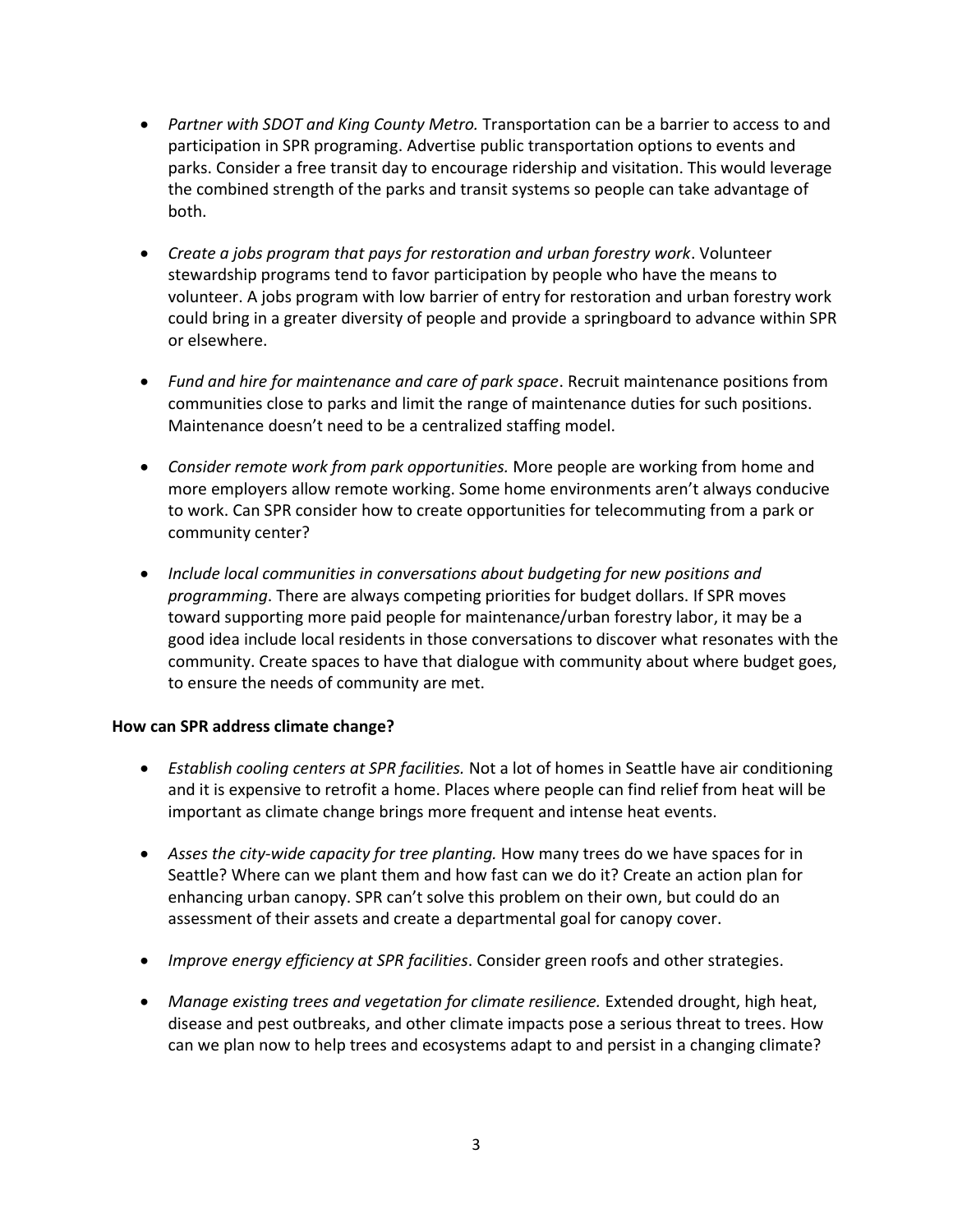- *Partner with SDOT and King County Metro.* Transportation can be a barrier to access to and participation in SPR programing. Advertise public transportation options to events and parks. Consider a free transit day to encourage ridership and visitation. This would leverage the combined strength of the parks and transit systems so people can take advantage of both.

- *Create a jobs program that pays for restoration and urban forestry work*. Volunteer stewardship programs tend to favor participation by people who have the means to volunteer. A jobs program with low barrier of entry for restoration and urban forestry work could bring in a greater diversity of people and provide a springboard to advance within SPR or elsewhere.

- *Fund and hire for maintenance and care of park space*. Recruit maintenance positions from communities close to parks and limit the range of maintenance duties for such positions. Maintenance doesn't need to be a centralized staffing model.

- *Consider remote work from park opportunities.* More people are working from home and more employers allow remote working. Some home environments aren't always conducive to work. Can SPR consider how to create opportunities for telecommuting from a park or community center?

- *Include local communities in conversations about budgeting for new positions and programming*. There are always competing priorities for budget dollars. If SPR moves toward supporting more paid people for maintenance/urban forestry labor, it may be a good idea include local residents in those conversations to discover what resonates with the community. Create spaces to have that dialogue with community about where budget goes, to ensure the needs of community are met.

**How can SPR address climate change?**

- *Establish cooling centers at SPR facilities.* Not a lot of homes in Seattle have air conditioning and it is expensive to retrofit a home. Places where people can find relief from heat will be important as climate change brings more frequent and intense heat events.

- *Asses the city-wide capacity for tree planting.* How many trees do we have spaces for in Seattle? Where can we plant them and how fast can we do it? Create an action plan for enhancing urban canopy. SPR can't solve this problem on their own, but could do an assessment of their assets and create a departmental goal for canopy cover.

- *Improve energy efficiency at SPR facilities*. Consider green roofs and other strategies.

- *Manage existing trees and vegetation for climate resilience.* Extended drought, high heat, disease and pest outbreaks, and other climate impacts pose a serious threat to trees. How can we plan now to help trees and ecosystems adapt to and persist in a changing climate?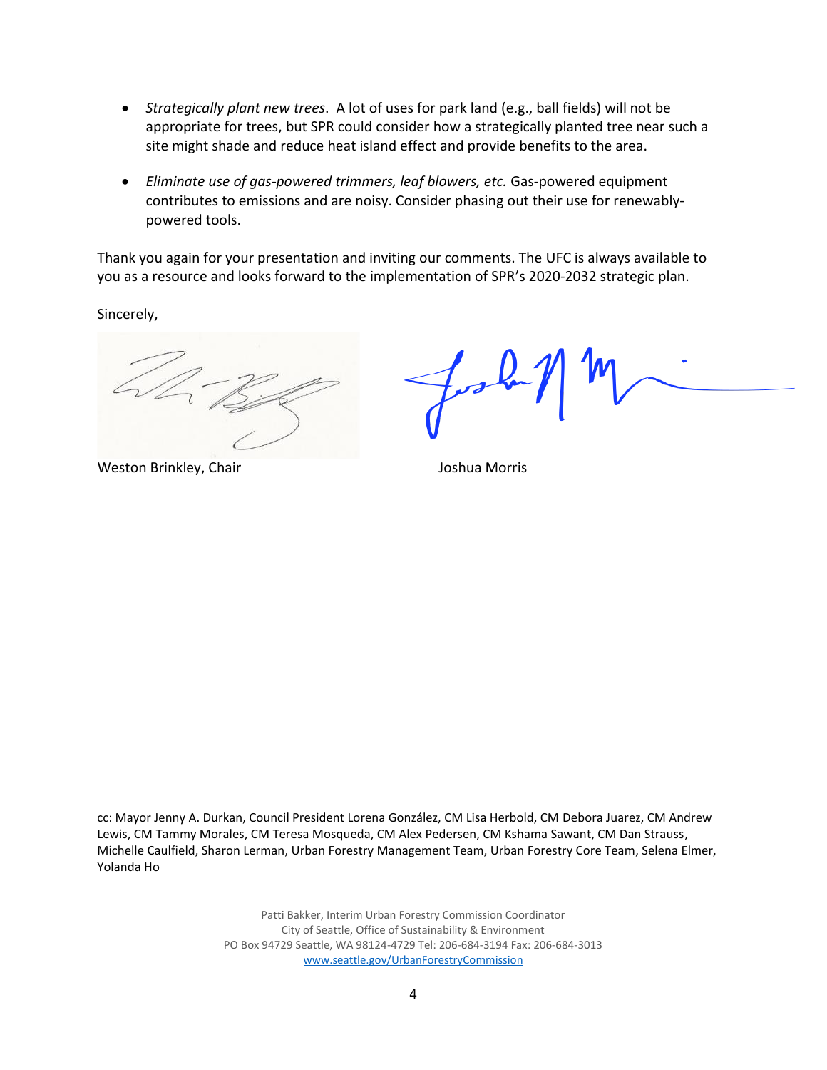- *Strategically plant new trees*. A lot of uses for park land (e.g., ball fields) will not be appropriate for trees, but SPR could consider how a strategically planted tree near such a site might shade and reduce heat island effect and provide benefits to the area.

- *Eliminate use of gas-powered trimmers, leaf blowers, etc.* Gas-powered equipment contributes to emissions and are noisy. Consider phasing out their use for renewably-powered tools.

Thank you again for your presentation and inviting our comments. The UFC is always available to you as a resource and looks forward to the implementation of SPR's 2020-2032 strategic plan.

Sincerely,

Weston Brinkley, Chair

Joshua Morris

cc: Mayor Jenny A. Durkan, Council President Lorena González, CM Lisa Herbold, CM Debora Juarez, CM Andrew Lewis, CM Tammy Morales, CM Teresa Mosqueda, CM Alex Pedersen, CM Kshama Sawant, CM Dan Strauss, Michelle Caulfield, Sharon Lerman, Urban Forestry Management Team, Urban Forestry Core Team, Selena Elmer, Yolanda Ho

Patti Bakker, Interim Urban Forestry Commission Coordinator
City of Seattle, Office of Sustainability & Environment
PO Box 94729 Seattle, WA 98124-4729 Tel: 206-684-3194 Fax: 206-684-3013
www.seattle.gov/UrbanForestryCommission